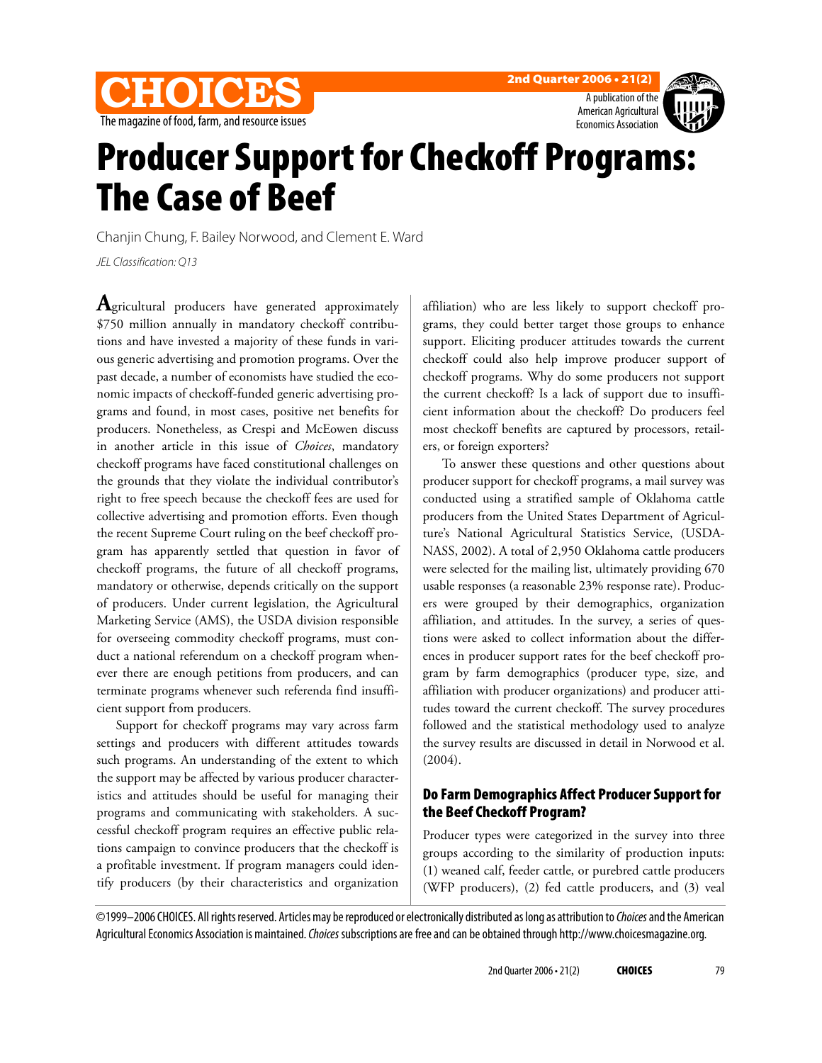# Producer Support for Checkoff Programs: The Case of Beef

Chanjin Chung, F. Bailey Norwood, and Clement E. Ward

*JEL Classification: Q13*

Agricultural producers have generated approximately $750 million annually in mandatory checkoff contributions and have invested a majority of these funds in various generic advertising and promotion programs. Over the past decade, a number of economists have studied the economic impacts of checkoff-funded generic advertising programs and found, in most cases, positive net benefits for producers. Nonetheless, as Crespi and McEowen discuss in another article in this issue of *Choices*, mandatory checkoff programs have faced constitutional challenges on the grounds that they violate the individual contributor's right to free speech because the checkoff fees are used for collective advertising and promotion efforts. Even though the recent Supreme Court ruling on the beef checkoff program has apparently settled that question in favor of checkoff programs, the future of all checkoff programs, mandatory or otherwise, depends critically on the support of producers. Under current legislation, the Agricultural Marketing Service (AMS), the USDA division responsible for overseeing commodity checkoff programs, must conduct a national referendum on a checkoff program whenever there are enough petitions from producers, and can terminate programs whenever such referenda find insufficient support from producers.

Support for checkoff programs may vary across farm settings and producers with different attitudes towards such programs. An understanding of the extent to which the support may be affected by various producer characteristics and attitudes should be useful for managing their programs and communicating with stakeholders. A successful checkoff program requires an effective public relations campaign to convince producers that the checkoff is a profitable investment. If program managers could identify producers (by their characteristics and organization affiliation) who are less likely to support checkoff programs, they could better target those groups to enhance support. Eliciting producer attitudes towards the current checkoff could also help improve producer support of checkoff programs. Why do some producers not support the current checkoff? Is a lack of support due to insufficient information about the checkoff? Do producers feel most checkoff benefits are captured by processors, retailers, or foreign exporters?

To answer these questions and other questions about producer support for checkoff programs, a mail survey was conducted using a stratified sample of Oklahoma cattle producers from the United States Department of Agriculture's National Agricultural Statistics Service, (USDA-NASS, 2002). A total of 2,950 Oklahoma cattle producers were selected for the mailing list, ultimately providing 670 usable responses (a reasonable 23% response rate). Producers were grouped by their demographics, organization affiliation, and attitudes. In the survey, a series of questions were asked to collect information about the differences in producer support rates for the beef checkoff program by farm demographics (producer type, size, and affiliation with producer organizations) and producer attitudes toward the current checkoff. The survey procedures followed and the statistical methodology used to analyze the survey results are discussed in detail in Norwood et al. (2004).

## Do Farm Demographics Affect Producer Support for the Beef Checkoff Program?

Producer types were categorized in the survey into three groups according to the similarity of production inputs: (1) weaned calf, feeder cattle, or purebred cattle producers (WFP producers), (2) fed cattle producers, and (3) veal

©1999–2006 CHOICES. All rights reserved. Articles may be reproduced or electronically distributed as long as attribution to *Choices* and the American Agricultural Economics Association is maintained. *Choices* subscriptions are free and can be obtained through http://www.choicesmagazine.org.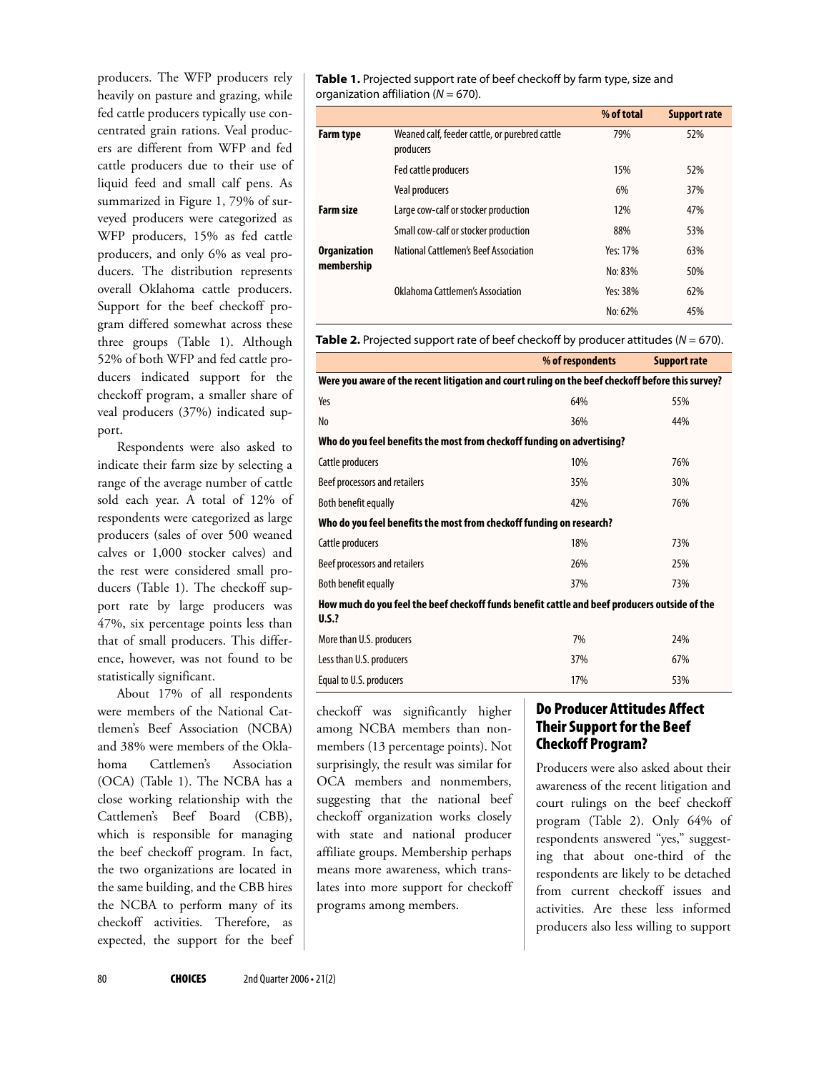producers. The WFP producers rely heavily on pasture and grazing, while fed cattle producers typically use concentrated grain rations. Veal producers are different from WFP and fed cattle producers due to their use of liquid feed and small calf pens. As summarized in Figure 1, 79% of surveyed producers were categorized as WFP producers, 15% as fed cattle producers, and only 6% as veal producers. The distribution represents overall Oklahoma cattle producers. Support for the beef checkoff program differed somewhat across these three groups (Table 1). Although 52% of both WFP and fed cattle producers indicated support for the checkoff program, a smaller share of veal producers (37%) indicated support.

Respondents were also asked to indicate their farm size by selecting a range of the average number of cattle sold each year. A total of 12% of respondents were categorized as large producers (sales of over 500 weaned calves or 1,000 stocker calves) and the rest were considered small producers (Table 1). The checkoff support rate by large producers was 47%, six percentage points less than that of small producers. This difference, however, was not found to be statistically significant.

About 17% of all respondents were members of the National Cattlemen's Beef Association (NCBA) and 38% were members of the Oklahoma Cattlemen's Association (OCA) (Table 1). The NCBA has a close working relationship with the Cattlemen's Beef Board (CBB), which is responsible for managing the beef checkoff program. In fact, the two organizations are located in the same building, and the CBB hires the NCBA to perform many of its checkoff activities. Therefore, as expected, the support for the beef checkoff was significantly higher among NCBA members than nonmembers (13 percentage points). Not surprisingly, the result was similar for OCA members and nonmembers, suggesting that the national beef checkoff organization works closely with state and national producer affiliate groups. Membership perhaps means more awareness, which translates into more support for checkoff programs among members.

**Table 1.** Projected support rate of beef checkoff by farm type, size and organization affiliation ($N = 670$).

| | | % of total | Support rate |
|---|---|---|---|
| **Farm type** | Weaned calf, feeder cattle, or purebred cattle producers | 79% | 52% |
| | Fed cattle producers | 15% | 52% |
| | Veal producers | 6% | 37% |
| **Farm size** | Large cow-calf or stocker production | 12% | 47% |
| | Small cow-calf or stocker production | 88% | 53% |
| **Organization membership** | National Cattlemen's Beef Association | Yes: 17% | 63% |
| | | No: 83% | 50% |
| | Oklahoma Cattlemen's Association | Yes: 38% | 62% |
| | | No: 62% | 45% |

**Table 2.** Projected support rate of beef checkoff by producer attitudes ($N = 670$).

| | % of respondents | Support rate |
|---|---|---|
| **Were you aware of the recent litigation and court ruling on the beef checkoff before this survey?** | | |
| Yes | 64% | 55% |
| No | 36% | 44% |
| **Who do you feel benefits the most from checkoff funding on advertising?** | | |
| Cattle producers | 10% | 76% |
| Beef processors and retailers | 35% | 30% |
| Both benefit equally | 42% | 76% |
| **Who do you feel benefits the most from checkoff funding on research?** | | |
| Cattle producers | 18% | 73% |
| Beef processors and retailers | 26% | 25% |
| Both benefit equally | 37% | 73% |
| **How much do you feel the beef checkoff funds benefit cattle and beef producers outside of the U.S.?** | | |
| More than U.S. producers | 7% | 24% |
| Less than U.S. producers | 37% | 67% |
| Equal to U.S. producers | 17% | 53% |

## Do Producer Attitudes Affect Their Support for the Beef Checkoff Program?

Producers were also asked about their awareness of the recent litigation and court rulings on the beef checkoff program (Table 2). Only 64% of respondents answered "yes," suggesting that about one-third of the respondents are likely to be detached from current checkoff issues and activities. Are these less informed producers also less willing to support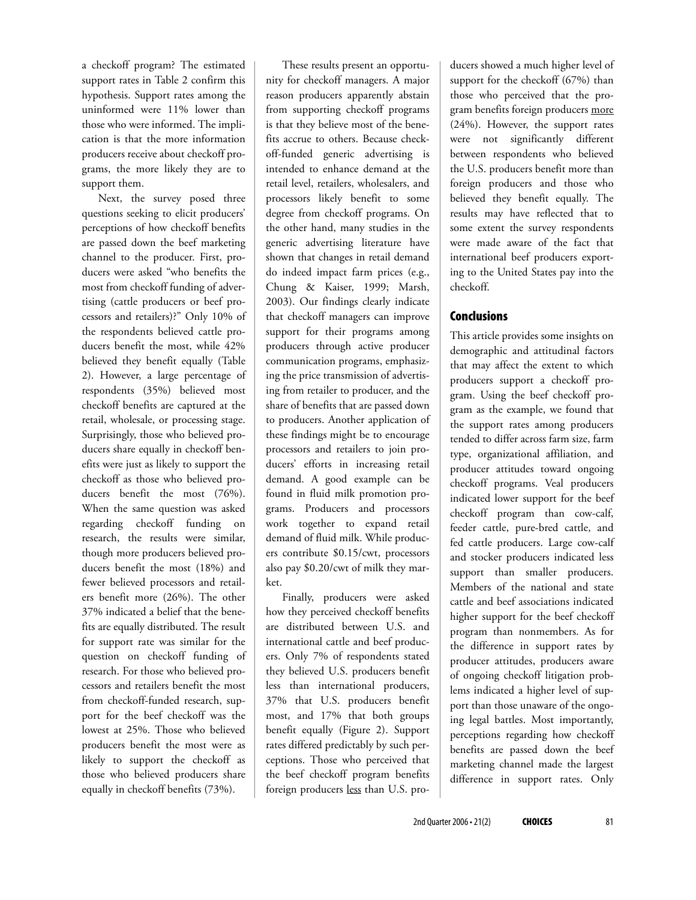a checkoff program? The estimated support rates in Table 2 confirm this hypothesis. Support rates among the uninformed were 11% lower than those who were informed. The implication is that the more information producers receive about checkoff programs, the more likely they are to support them.

Next, the survey posed three questions seeking to elicit producers' perceptions of how checkoff benefits are passed down the beef marketing channel to the producer. First, producers were asked "who benefits the most from checkoff funding of advertising (cattle producers or beef processors and retailers)?" Only 10% of the respondents believed cattle producers benefit the most, while 42% believed they benefit equally (Table 2). However, a large percentage of respondents (35%) believed most checkoff benefits are captured at the retail, wholesale, or processing stage. Surprisingly, those who believed producers share equally in checkoff benefits were just as likely to support the checkoff as those who believed producers benefit the most (76%). When the same question was asked regarding checkoff funding on research, the results were similar, though more producers believed producers benefit the most (18%) and fewer believed processors and retailers benefit more (26%). The other 37% indicated a belief that the benefits are equally distributed. The result for support rate was similar for the question on checkoff funding of research. For those who believed processors and retailers benefit the most from checkoff-funded research, support for the beef checkoff was the lowest at 25%. Those who believed producers benefit the most were as likely to support the checkoff as those who believed producers share equally in checkoff benefits (73%).

These results present an opportunity for checkoff managers. A major reason producers apparently abstain from supporting checkoff programs is that they believe most of the benefits accrue to others. Because checkoff-funded generic advertising is intended to enhance demand at the retail level, retailers, wholesalers, and processors likely benefit to some degree from checkoff programs. On the other hand, many studies in the generic advertising literature have shown that changes in retail demand do indeed impact farm prices (e.g., Chung & Kaiser, 1999; Marsh, 2003). Our findings clearly indicate that checkoff managers can improve support for their programs among producers through active producer communication programs, emphasizing the price transmission of advertising from retailer to producer, and the share of benefits that are passed down to producers. Another application of these findings might be to encourage processors and retailers to join producers' efforts in increasing retail demand. A good example can be found in fluid milk promotion programs. Producers and processors work together to expand retail demand of fluid milk. While producers contribute \$0.15/cwt, processors also pay \$0.20/cwt of milk they market.

Finally, producers were asked how they perceived checkoff benefits are distributed between U.S. and international cattle and beef producers. Only 7% of respondents stated they believed U.S. producers benefit less than international producers, 37% that U.S. producers benefit most, and 17% that both groups benefit equally (Figure 2). Support rates differed predictably by such perceptions. Those who perceived that the beef checkoff program benefits foreign producers <u>less</u> than U.S. producers showed a much higher level of support for the checkoff (67%) than those who perceived that the program benefits foreign producers <u>more</u> (24%). However, the support rates were not significantly different between respondents who believed the U.S. producers benefit more than foreign producers and those who believed they benefit equally. The results may have reflected that to some extent the survey respondents were made aware of the fact that international beef producers exporting to the United States pay into the checkoff.

## Conclusions

This article provides some insights on demographic and attitudinal factors that may affect the extent to which producers support a checkoff program. Using the beef checkoff program as the example, we found that the support rates among producers tended to differ across farm size, farm type, organizational affiliation, and producer attitudes toward ongoing checkoff programs. Veal producers indicated lower support for the beef checkoff program than cow-calf, feeder cattle, pure-bred cattle, and fed cattle producers. Large cow-calf and stocker producers indicated less support than smaller producers. Members of the national and state cattle and beef associations indicated higher support for the beef checkoff program than nonmembers. As for the difference in support rates by producer attitudes, producers aware of ongoing checkoff litigation problems indicated a higher level of support than those unaware of the ongoing legal battles. Most importantly, perceptions regarding how checkoff benefits are passed down the beef marketing channel made the largest difference in support rates. Only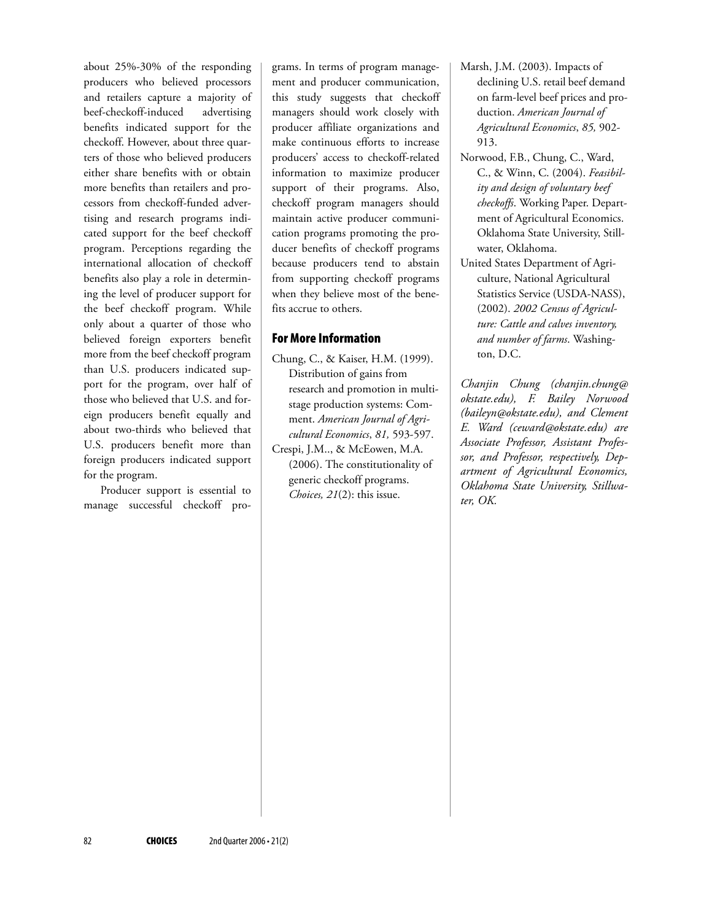about 25%-30% of the responding producers who believed processors and retailers capture a majority of beef-checkoff-induced advertising benefits indicated support for the checkoff. However, about three quarters of those who believed producers either share benefits with or obtain more benefits than retailers and processors from checkoff-funded advertising and research programs indicated support for the beef checkoff program. Perceptions regarding the international allocation of checkoff benefits also play a role in determining the level of producer support for the beef checkoff program. While only about a quarter of those who believed foreign exporters benefit more from the beef checkoff program than U.S. producers indicated support for the program, over half of those who believed that U.S. and foreign producers benefit equally and about two-thirds who believed that U.S. producers benefit more than foreign producers indicated support for the program.

Producer support is essential to manage successful checkoff programs. In terms of program management and producer communication, this study suggests that checkoff managers should work closely with producer affiliate organizations and make continuous efforts to increase producers' access to checkoff-related information to maximize producer support of their programs. Also, checkoff program managers should maintain active producer communication programs promoting the producer benefits of checkoff programs because producers tend to abstain from supporting checkoff programs when they believe most of the benefits accrue to others.

## For More Information

Chung, C., & Kaiser, H.M. (1999). Distribution of gains from research and promotion in multi-stage production systems: Comment. *American Journal of Agricultural Economics*, *81,* 593-597.

Crespi, J.M.., & McEowen, M.A. (2006). The constitutionality of generic checkoff programs. *Choices, 21*(2): this issue.

Marsh, J.M. (2003). Impacts of declining U.S. retail beef demand on farm-level beef prices and production. *American Journal of Agricultural Economics*, *85,* 902-913.

Norwood, F.B., Chung, C., Ward, C., & Winn, C. (2004). *Feasibility and design of voluntary beef checkoffs*. Working Paper. Department of Agricultural Economics. Oklahoma State University, Stillwater, Oklahoma.

United States Department of Agriculture, National Agricultural Statistics Service (USDA-NASS), (2002). *2002 Census of Agriculture: Cattle and calves inventory, and number of farms*. Washington, D.C.

*Chanjin Chung (chanjin.chung@okstate.edu), F. Bailey Norwood (baileyn@okstate.edu), and Clement E. Ward (ceward@okstate.edu) are Associate Professor, Assistant Professor, and Professor, respectively, Department of Agricultural Economics, Oklahoma State University, Stillwater, OK.*